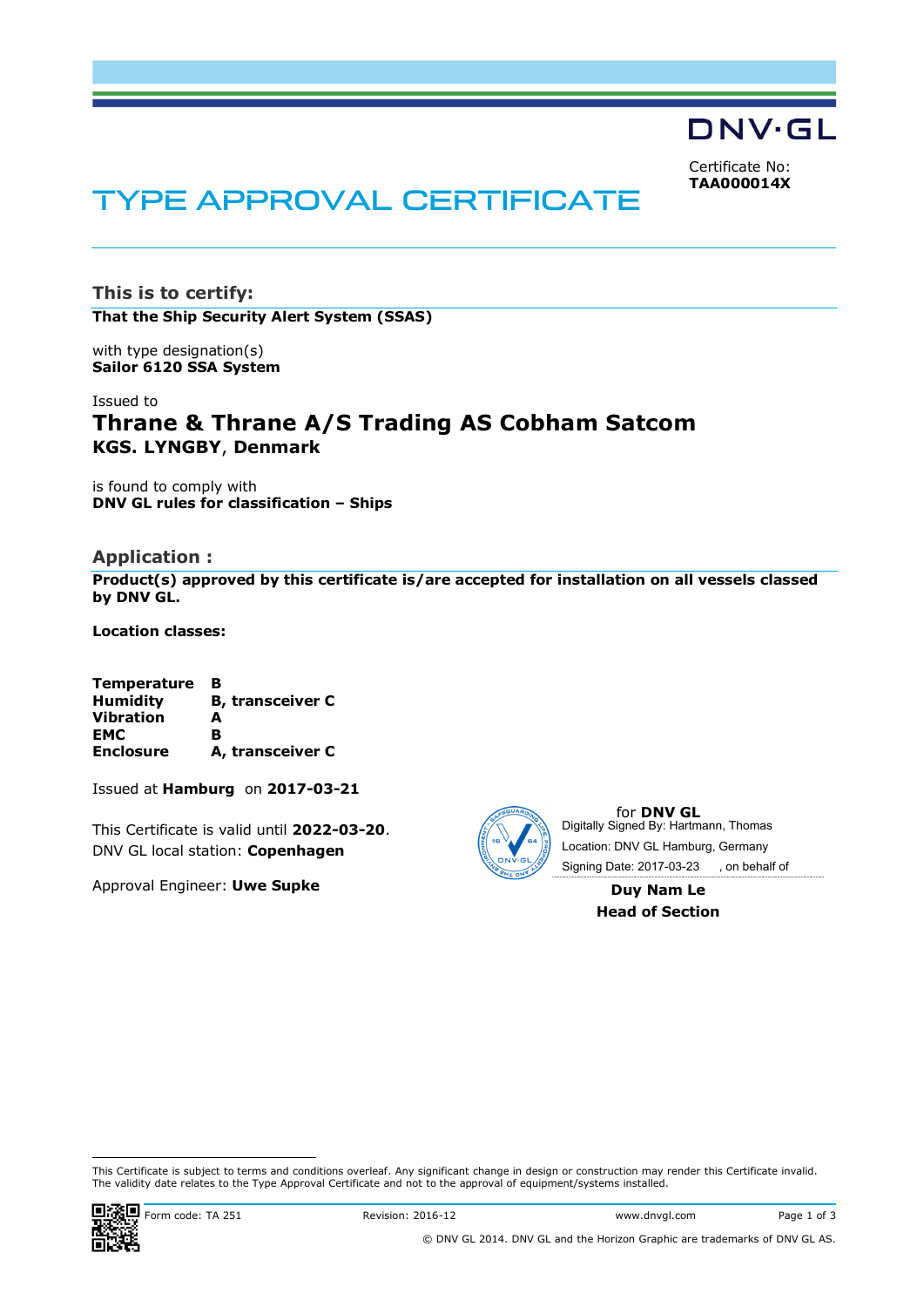DNV·GL

Certificate No:
**TAA000014X**

# TYPE APPROVAL CERTIFICATE

## This is to certify:

**That the Ship Security Alert System (SSAS)**

with type designation(s)
**Sailor 6120 SSA System**

Issued to
**Thrane & Thrane A/S Trading AS Cobham Satcom**
**KGS. LYNGBY**, **Denmark**

is found to comply with
**DNV GL rules for classification – Ships**

## Application :

**Product(s) approved by this certificate is/are accepted for installation on all vessels classed by DNV GL.**

**Location classes:**

| | |
|---|---|
| **Temperature** | **B** |
| **Humidity** | **B, transceiver C** |
| **Vibration** | **A** |
| **EMC** | **B** |
| **Enclosure** | **A, transceiver C** |

Issued at **Hamburg** on **2017-03-21**

This Certificate is valid until **2022-03-20**.
DNV GL local station: **Copenhagen**

Approval Engineer: **Uwe Supke**

for **DNV GL**
Digitally Signed By: Hartmann, Thomas
Location: DNV GL Hamburg, Germany
Signing Date: 2017-03-23 , on behalf of

**Duy Nam Le**
**Head of Section**

This Certificate is subject to terms and conditions overleaf. Any significant change in design or construction may render this Certificate invalid. The validity date relates to the Type Approval Certificate and not to the approval of equipment/systems installed.

Form code: TA 251 Revision: 2016-12 www.dnvgl.com

© DNV GL 2014. DNV GL and the Horizon Graphic are trademarks of DNV GL AS.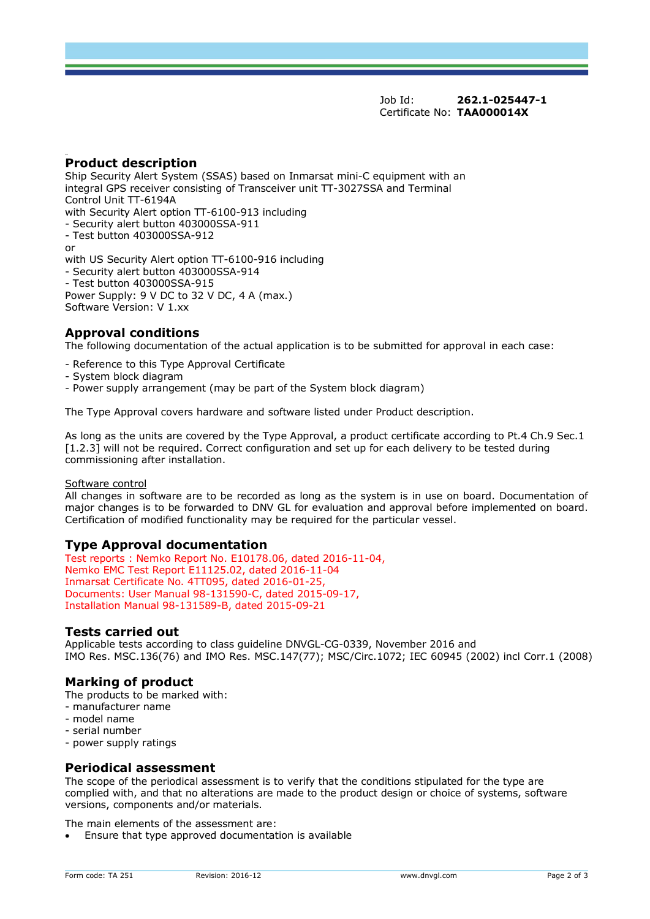Job Id: **262.1-025447-1**
Certificate No: **TAA000014X**

## Product description

Ship Security Alert System (SSAS) based on Inmarsat mini-C equipment with an integral GPS receiver consisting of Transceiver unit TT-3027SSA and Terminal Control Unit TT-6194A
with Security Alert option TT-6100-913 including
- Security alert button 403000SSA-911
- Test button 403000SSA-912

or
with US Security Alert option TT-6100-916 including
- Security alert button 403000SSA-914
- Test button 403000SSA-915

Power Supply: 9 V DC to 32 V DC, 4 A (max.)
Software Version: V 1.xx

## Approval conditions

The following documentation of the actual application is to be submitted for approval in each case:

- Reference to this Type Approval Certificate
- System block diagram
- Power supply arrangement (may be part of the System block diagram)

The Type Approval covers hardware and software listed under Product description.

As long as the units are covered by the Type Approval, a product certificate according to Pt.4 Ch.9 Sec.1 [1.2.3] will not be required. Correct configuration and set up for each delivery to be tested during commissioning after installation.

Software control
All changes in software are to be recorded as long as the system is in use on board. Documentation of major changes is to be forwarded to DNV GL for evaluation and approval before implemented on board. Certification of modified functionality may be required for the particular vessel.

## Type Approval documentation

Test reports : Nemko Report No. E10178.06, dated 2016-11-04,
Nemko EMC Test Report E11125.02, dated 2016-11-04
Inmarsat Certificate No. 4TT095, dated 2016-01-25,
Documents: User Manual 98-131590-C, dated 2015-09-17,
Installation Manual 98-131589-B, dated 2015-09-21

## Tests carried out

Applicable tests according to class guideline DNVGL-CG-0339, November 2016 and
IMO Res. MSC.136(76) and IMO Res. MSC.147(77); MSC/Circ.1072; IEC 60945 (2002) incl Corr.1 (2008)

## Marking of product

The products to be marked with:
- manufacturer name
- model name
- serial number
- power supply ratings

## Periodical assessment

The scope of the periodical assessment is to verify that the conditions stipulated for the type are complied with, and that no alterations are made to the product design or choice of systems, software versions, components and/or materials.

The main elements of the assessment are:
- Ensure that type approved documentation is available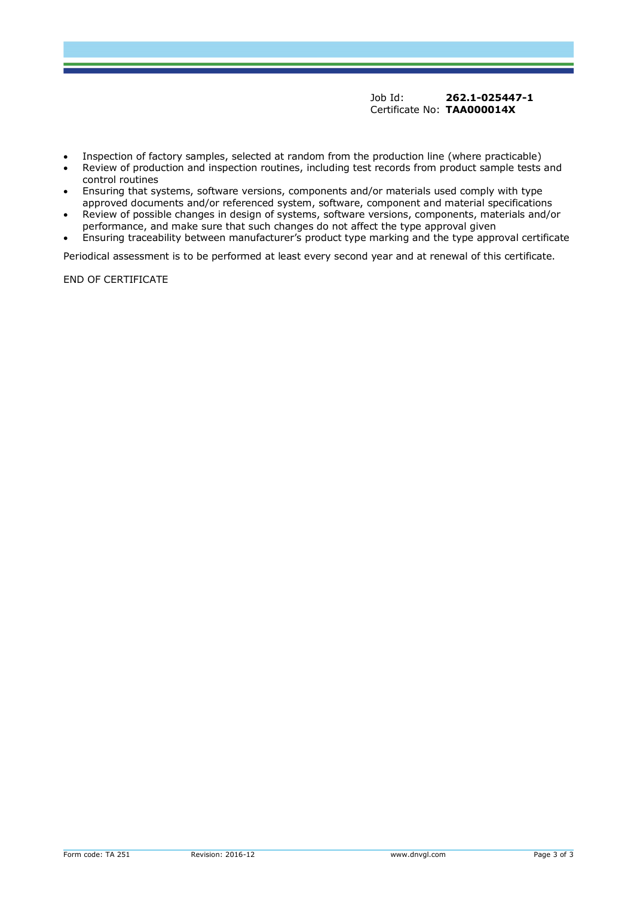Job Id: **262.1-025447-1**
Certificate No: **TAA000014X**

- Inspection of factory samples, selected at random from the production line (where practicable)
- Review of production and inspection routines, including test records from product sample tests and control routines
- Ensuring that systems, software versions, components and/or materials used comply with type approved documents and/or referenced system, software, component and material specifications
- Review of possible changes in design of systems, software versions, components, materials and/or performance, and make sure that such changes do not affect the type approval given
- Ensuring traceability between manufacturer's product type marking and the type approval certificate

Periodical assessment is to be performed at least every second year and at renewal of this certificate.

END OF CERTIFICATE